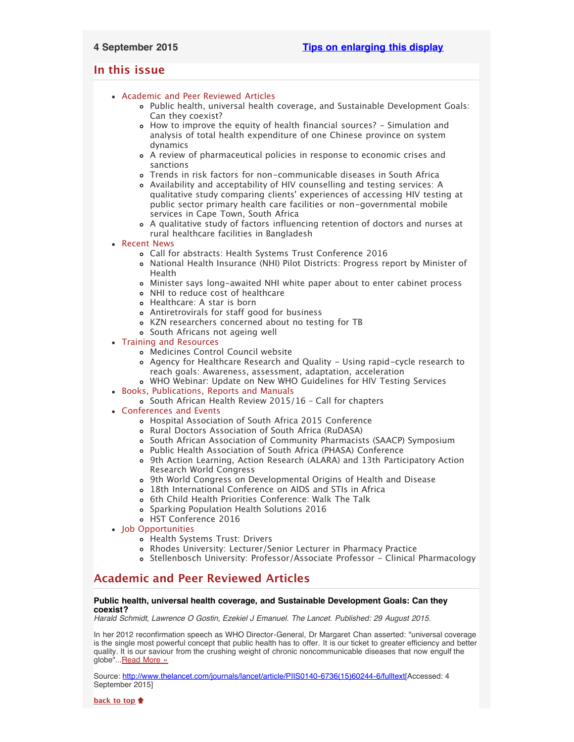**4 September 2015** [Tips on enlarging this display]

## In this issue

- Academic and Peer Reviewed Articles
    - Public health, universal health coverage, and Sustainable Development Goals: Can they coexist?
    - How to improve the equity of health financial sources? - Simulation and analysis of total health expenditure of one Chinese province on system dynamics
    - A review of pharmaceutical policies in response to economic crises and sanctions
    - Trends in risk factors for non-communicable diseases in South Africa
    - Availability and acceptability of HIV counselling and testing services: A qualitative study comparing clients' experiences of accessing HIV testing at public sector primary health care facilities or non-governmental mobile services in Cape Town, South Africa
    - A qualitative study of factors influencing retention of doctors and nurses at rural healthcare facilities in Bangladesh
- Recent News
    - Call for abstracts: Health Systems Trust Conference 2016
    - National Health Insurance (NHI) Pilot Districts: Progress report by Minister of Health
    - Minister says long-awaited NHI white paper about to enter cabinet process
    - NHI to reduce cost of healthcare
    - Healthcare: A star is born
    - Antiretrovirals for staff good for business
    - KZN researchers concerned about no testing for TB
    - South Africans not ageing well
- Training and Resources
    - Medicines Control Council website
    - Agency for Healthcare Research and Quality - Using rapid-cycle research to reach goals: Awareness, assessment, adaptation, acceleration
    - WHO Webinar: Update on New WHO Guidelines for HIV Testing Services
- Books, Publications, Reports and Manuals
    - South African Health Review 2015/16 - Call for chapters
- Conferences and Events
    - Hospital Association of South Africa 2015 Conference
    - Rural Doctors Association of South Africa (RuDASA)
    - South African Association of Community Pharmacists (SAACP) Symposium
    - Public Health Association of South Africa (PHASA) Conference
    - 9th Action Learning, Action Research (ALARA) and 13th Participatory Action Research World Congress
    - 9th World Congress on Developmental Origins of Health and Disease
    - 18th International Conference on AIDS and STIs in Africa
    - 6th Child Health Priorities Conference: Walk The Talk
    - Sparking Population Health Solutions 2016
    - HST Conference 2016
- Job Opportunities
    - Health Systems Trust: Drivers
    - Rhodes University: Lecturer/Senior Lecturer in Pharmacy Practice
    - Stellenbosch University: Professor/Associate Professor - Clinical Pharmacology

## Academic and Peer Reviewed Articles

**Public health, universal health coverage, and Sustainable Development Goals: Can they coexist?**
*Harald Schmidt, Lawrence O Gostin, Ezekiel J Emanuel. The Lancet. Published: 29 August 2015.*

In her 2012 reconfirmation speech as WHO Director-General, Dr Margaret Chan asserted: "universal coverage is the single most powerful concept that public health has to offer. It is our ticket to greater efficiency and better quality. It is our saviour from the crushing weight of chronic noncommunicable diseases that now engulf the globe"...Read More »

Source: http://www.thelancet.com/journals/lancet/article/PIIS0140-6736(15)60244-6/fulltext[Accessed: 4 September 2015]

back to top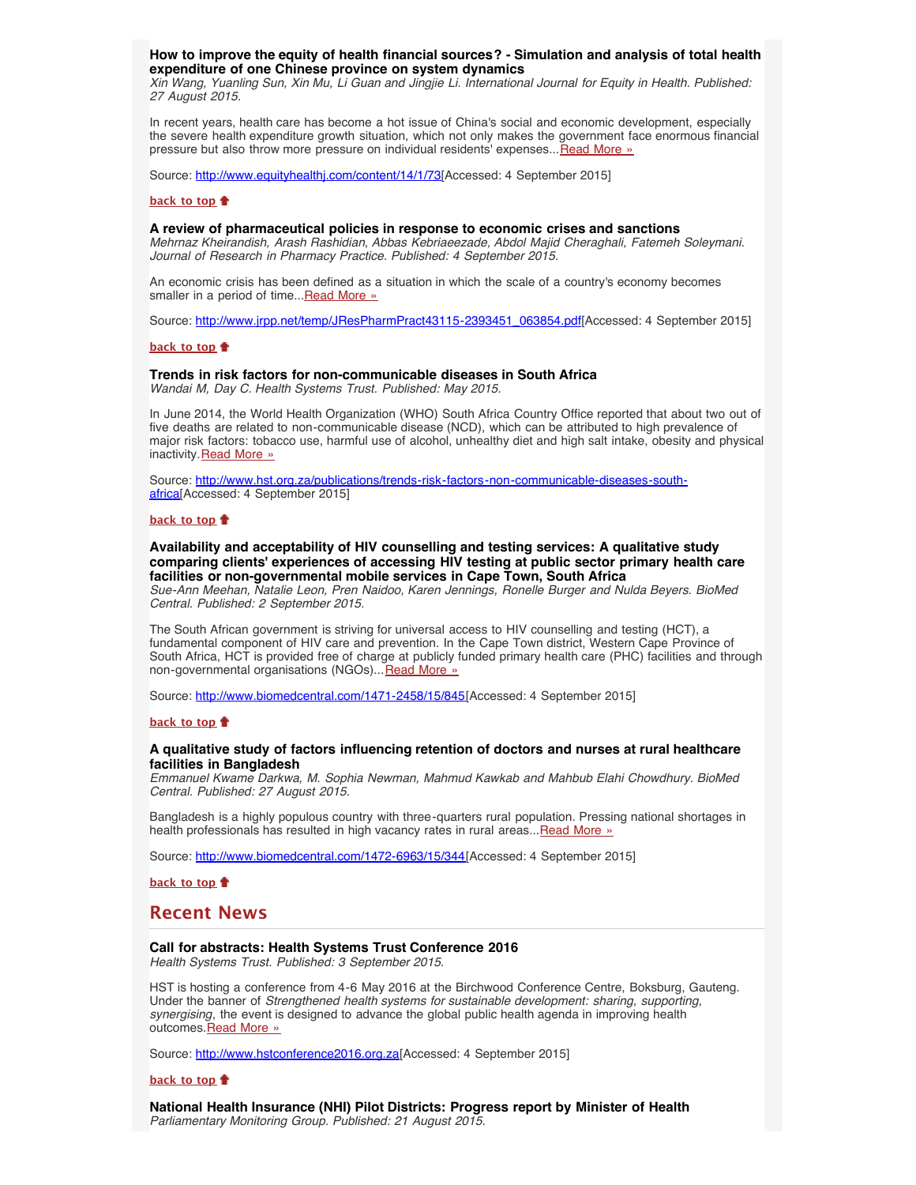**How to improve the equity of health financial sources? - Simulation and analysis of total health expenditure of one Chinese province on system dynamics**
*Xin Wang, Yuanling Sun, Xin Mu, Li Guan and Jingjie Li. International Journal for Equity in Health. Published: 27 August 2015.*

In recent years, health care has become a hot issue of China's social and economic development, especially the severe health expenditure growth situation, which not only makes the government face enormous financial pressure but also throw more pressure on individual residents' expenses...Read More »

Source: http://www.equityhealthj.com/content/14/1/73[Accessed: 4 September 2015]

back to top

**A review of pharmaceutical policies in response to economic crises and sanctions**
*Mehrnaz Kheirandish, Arash Rashidian, Abbas Kebriaeezade, Abdol Majid Cheraghali, Fatemeh Soleymani. Journal of Research in Pharmacy Practice. Published: 4 September 2015.*

An economic crisis has been defined as a situation in which the scale of a country's economy becomes smaller in a period of time...Read More »

Source: http://www.jrpp.net/temp/JResPharmPract43115-2393451_063854.pdf[Accessed: 4 September 2015]

back to top

**Trends in risk factors for non-communicable diseases in South Africa**
*Wandai M, Day C. Health Systems Trust. Published: May 2015.*

In June 2014, the World Health Organization (WHO) South Africa Country Office reported that about two out of five deaths are related to non-communicable disease (NCD), which can be attributed to high prevalence of major risk factors: tobacco use, harmful use of alcohol, unhealthy diet and high salt intake, obesity and physical inactivity. Read More »

Source: http://www.hst.org.za/publications/trends-risk-factors-non-communicable-diseases-south-africa[Accessed: 4 September 2015]

back to top

**Availability and acceptability of HIV counselling and testing services: A qualitative study comparing clients' experiences of accessing HIV testing at public sector primary health care facilities or non-governmental mobile services in Cape Town, South Africa**
*Sue-Ann Meehan, Natalie Leon, Pren Naidoo, Karen Jennings, Ronelle Burger and Nulda Beyers. BioMed Central. Published: 2 September 2015.*

The South African government is striving for universal access to HIV counselling and testing (HCT), a fundamental component of HIV care and prevention. In the Cape Town district, Western Cape Province of South Africa, HCT is provided free of charge at publicly funded primary health care (PHC) facilities and through non-governmental organisations (NGOs)...Read More »

Source: http://www.biomedcentral.com/1471-2458/15/845[Accessed: 4 September 2015]

back to top

**A qualitative study of factors influencing retention of doctors and nurses at rural healthcare facilities in Bangladesh**
*Emmanuel Kwame Darkwa, M. Sophia Newman, Mahmud Kawkab and Mahbub Elahi Chowdhury. BioMed Central. Published: 27 August 2015.*

Bangladesh is a highly populous country with three-quarters rural population. Pressing national shortages in health professionals has resulted in high vacancy rates in rural areas...Read More »

Source: http://www.biomedcentral.com/1472-6963/15/344[Accessed: 4 September 2015]

back to top

## Recent News

**Call for abstracts: Health Systems Trust Conference 2016**
*Health Systems Trust. Published: 3 September 2015.*

HST is hosting a conference from 4-6 May 2016 at the Birchwood Conference Centre, Boksburg, Gauteng. Under the banner of *Strengthened health systems for sustainable development: sharing, supporting, synergising*, the event is designed to advance the global public health agenda in improving health outcomes. Read More »

Source: http://www.hstconference2016.org.za[Accessed: 4 September 2015]

back to top

**National Health Insurance (NHI) Pilot Districts: Progress report by Minister of Health**
*Parliamentary Monitoring Group. Published: 21 August 2015.*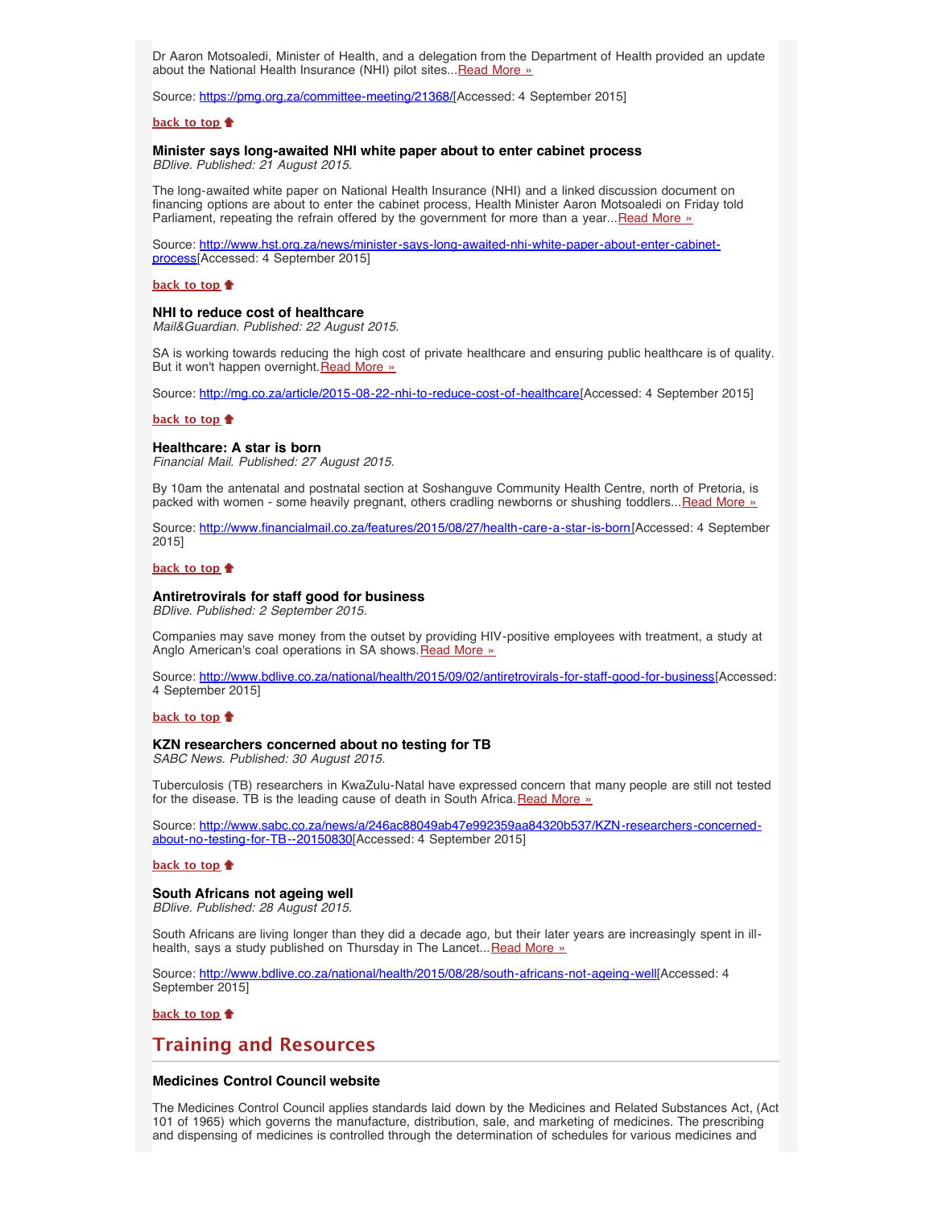Dr Aaron Motsoaledi, Minister of Health, and a delegation from the Department of Health provided an update about the National Health Insurance (NHI) pilot sites...[Read More »](https://pmg.org.za/committee-meeting/21368/)

Source: https://pmg.org.za/committee-meeting/21368/[Accessed: 4 September 2015]

**back to top**

### Minister says long-awaited NHI white paper about to enter cabinet process

*BDlive. Published: 21 August 2015.*

The long-awaited white paper on National Health Insurance (NHI) and a linked discussion document on financing options are about to enter the cabinet process, Health Minister Aaron Motsoaledi on Friday told Parliament, repeating the refrain offered by the government for more than a year...Read More »

Source: http://www.hst.org.za/news/minister-says-long-awaited-nhi-white-paper-about-enter-cabinet-process[Accessed: 4 September 2015]

**back to top**

### NHI to reduce cost of healthcare

*Mail&Guardian. Published: 22 August 2015.*

SA is working towards reducing the high cost of private healthcare and ensuring public healthcare is of quality. But it won't happen overnight.Read More »

Source: http://mg.co.za/article/2015-08-22-nhi-to-reduce-cost-of-healthcare[Accessed: 4 September 2015]

**back to top**

### Healthcare: A star is born

*Financial Mail. Published: 27 August 2015.*

By 10am the antenatal and postnatal section at Soshanguve Community Health Centre, north of Pretoria, is packed with women - some heavily pregnant, others cradling newborns or shushing toddlers...Read More »

Source: http://www.financialmail.co.za/features/2015/08/27/health-care-a-star-is-born[Accessed: 4 September 2015]

**back to top**

### Antiretrovirals for staff good for business

*BDlive. Published: 2 September 2015.*

Companies may save money from the outset by providing HIV-positive employees with treatment, a study at Anglo American's coal operations in SA shows.Read More »

Source: http://www.bdlive.co.za/national/health/2015/09/02/antiretrovirals-for-staff-good-for-business[Accessed: 4 September 2015]

**back to top**

### KZN researchers concerned about no testing for TB

*SABC News. Published: 30 August 2015.*

Tuberculosis (TB) researchers in KwaZulu-Natal have expressed concern that many people are still not tested for the disease. TB is the leading cause of death in South Africa.Read More »

Source: http://www.sabc.co.za/news/a/246ac88049ab47e992359aa84320b537/KZN-researchers-concerned-about-no-testing-for-TB--20150830[Accessed: 4 September 2015]

**back to top**

### South Africans not ageing well

*BDlive. Published: 28 August 2015.*

South Africans are living longer than they did a decade ago, but their later years are increasingly spent in ill-health, says a study published on Thursday in The Lancet...Read More »

Source: http://www.bdlive.co.za/national/health/2015/08/28/south-africans-not-ageing-well[Accessed: 4 September 2015]

**back to top**

## Training and Resources

### Medicines Control Council website

The Medicines Control Council applies standards laid down by the Medicines and Related Substances Act, (Act 101 of 1965) which governs the manufacture, distribution, sale, and marketing of medicines. The prescribing and dispensing of medicines is controlled through the determination of schedules for various medicines and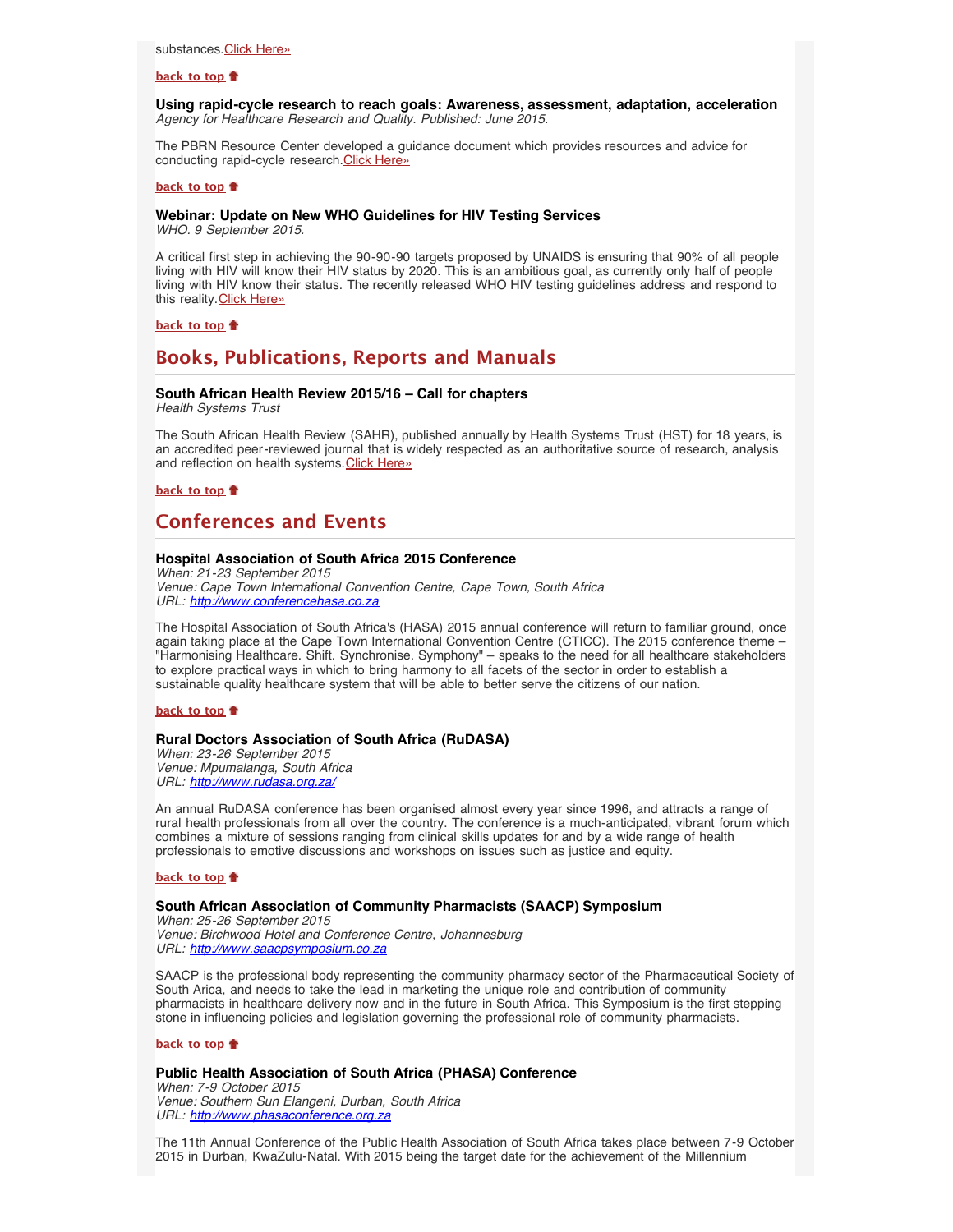substances.Click Here»

**back to top**

**Using rapid-cycle research to reach goals: Awareness, assessment, adaptation, acceleration**
*Agency for Healthcare Research and Quality. Published: June 2015.*

The PBRN Resource Center developed a guidance document which provides resources and advice for conducting rapid-cycle research.Click Here»

**back to top**

**Webinar: Update on New WHO Guidelines for HIV Testing Services**
*WHO. 9 September 2015.*

A critical first step in achieving the 90-90-90 targets proposed by UNAIDS is ensuring that 90% of all people living with HIV will know their HIV status by 2020. This is an ambitious goal, as currently only half of people living with HIV know their status. The recently released WHO HIV testing guidelines address and respond to this reality.Click Here»

**back to top**

## Books, Publications, Reports and Manuals

**South African Health Review 2015/16 – Call for chapters**
*Health Systems Trust*

The South African Health Review (SAHR), published annually by Health Systems Trust (HST) for 18 years, is an accredited peer-reviewed journal that is widely respected as an authoritative source of research, analysis and reflection on health systems.Click Here»

**back to top**

## Conferences and Events

**Hospital Association of South Africa 2015 Conference**
*When: 21-23 September 2015*
*Venue: Cape Town International Convention Centre, Cape Town, South Africa*
*URL: http://www.conferencehasa.co.za*

The Hospital Association of South Africa's (HASA) 2015 annual conference will return to familiar ground, once again taking place at the Cape Town International Convention Centre (CTICC). The 2015 conference theme – "Harmonising Healthcare. Shift. Synchronise. Symphony" – speaks to the need for all healthcare stakeholders to explore practical ways in which to bring harmony to all facets of the sector in order to establish a sustainable quality healthcare system that will be able to better serve the citizens of our nation.

**back to top**

**Rural Doctors Association of South Africa (RuDASA)**
*When: 23-26 September 2015*
*Venue: Mpumalanga, South Africa*
*URL: http://www.rudasa.org.za/*

An annual RuDASA conference has been organised almost every year since 1996, and attracts a range of rural health professionals from all over the country. The conference is a much-anticipated, vibrant forum which combines a mixture of sessions ranging from clinical skills updates for and by a wide range of health professionals to emotive discussions and workshops on issues such as justice and equity.

**back to top**

**South African Association of Community Pharmacists (SAACP) Symposium**
*When: 25-26 September 2015*
*Venue: Birchwood Hotel and Conference Centre, Johannesburg*
*URL: http://www.saacpsymposium.co.za*

SAACP is the professional body representing the community pharmacy sector of the Pharmaceutical Society of South Arica, and needs to take the lead in marketing the unique role and contribution of community pharmacists in healthcare delivery now and in the future in South Africa. This Symposium is the first stepping stone in influencing policies and legislation governing the professional role of community pharmacists.

**back to top**

**Public Health Association of South Africa (PHASA) Conference**
*When: 7-9 October 2015*
*Venue: Southern Sun Elangeni, Durban, South Africa*
*URL: http://www.phasaconference.org.za*

The 11th Annual Conference of the Public Health Association of South Africa takes place between 7-9 October 2015 in Durban, KwaZulu-Natal. With 2015 being the target date for the achievement of the Millennium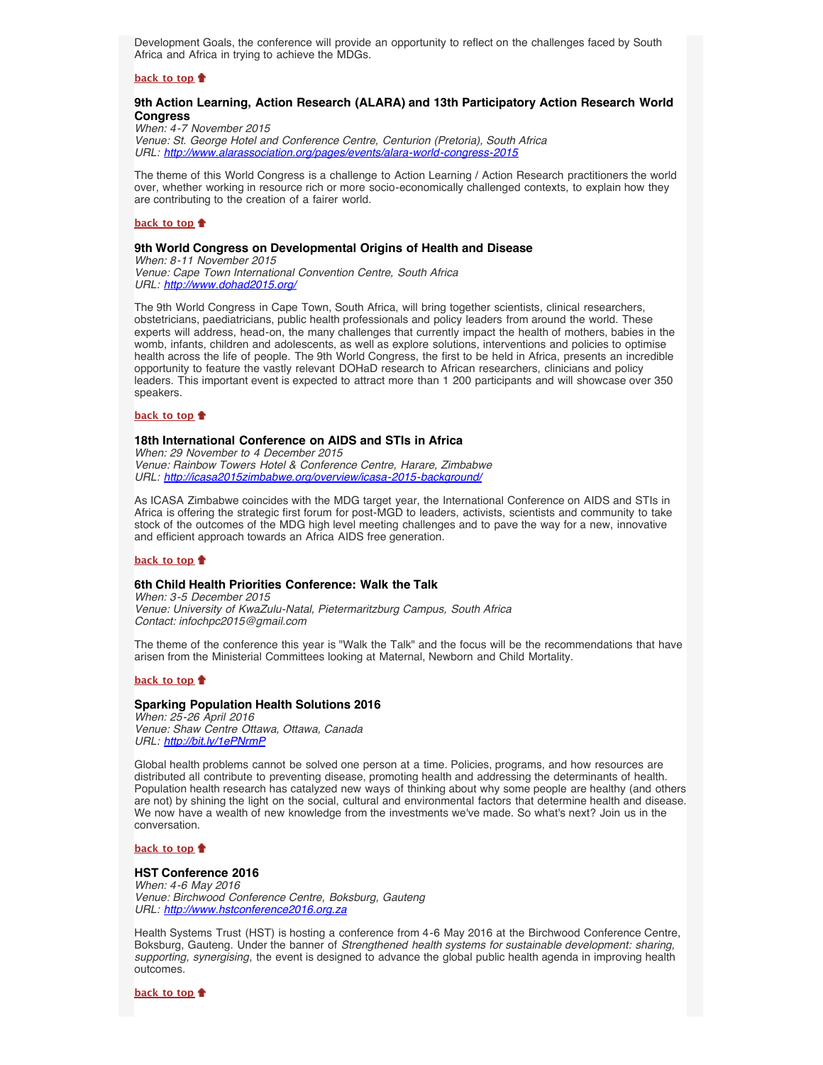Development Goals, the conference will provide an opportunity to reflect on the challenges faced by South Africa and Africa in trying to achieve the MDGs.

**back to top**

### 9th Action Learning, Action Research (ALARA) and 13th Participatory Action Research World Congress

*When: 4-7 November 2015*
*Venue: St. George Hotel and Conference Centre, Centurion (Pretoria), South Africa*
*URL: http://www.alarassociation.org/pages/events/alara-world-congress-2015*

The theme of this World Congress is a challenge to Action Learning / Action Research practitioners the world over, whether working in resource rich or more socio-economically challenged contexts, to explain how they are contributing to the creation of a fairer world.

**back to top**

### 9th World Congress on Developmental Origins of Health and Disease

*When: 8-11 November 2015*
*Venue: Cape Town International Convention Centre, South Africa*
*URL: http://www.dohad2015.org/*

The 9th World Congress in Cape Town, South Africa, will bring together scientists, clinical researchers, obstetricians, paediatricians, public health professionals and policy leaders from around the world. These experts will address, head-on, the many challenges that currently impact the health of mothers, babies in the womb, infants, children and adolescents, as well as explore solutions, interventions and policies to optimise health across the life of people. The 9th World Congress, the first to be held in Africa, presents an incredible opportunity to feature the vastly relevant DOHaD research to African researchers, clinicians and policy leaders. This important event is expected to attract more than 1 200 participants and will showcase over 350 speakers.

**back to top**

### 18th International Conference on AIDS and STIs in Africa

*When: 29 November to 4 December 2015*
*Venue: Rainbow Towers Hotel & Conference Centre, Harare, Zimbabwe*
*URL: http://icasa2015zimbabwe.org/overview/icasa-2015-background/*

As ICASA Zimbabwe coincides with the MDG target year, the International Conference on AIDS and STIs in Africa is offering the strategic first forum for post-MGD to leaders, activists, scientists and community to take stock of the outcomes of the MDG high level meeting challenges and to pave the way for a new, innovative and efficient approach towards an Africa AIDS free generation.

**back to top**

### 6th Child Health Priorities Conference: Walk the Talk

*When: 3-5 December 2015*
*Venue: University of KwaZulu-Natal, Pietermaritzburg Campus, South Africa*
*Contact: infochpc2015@gmail.com*

The theme of the conference this year is "Walk the Talk" and the focus will be the recommendations that have arisen from the Ministerial Committees looking at Maternal, Newborn and Child Mortality.

**back to top**

### Sparking Population Health Solutions 2016

*When: 25-26 April 2016*
*Venue: Shaw Centre Ottawa, Ottawa, Canada*
*URL: http://bit.ly/1ePNrmP*

Global health problems cannot be solved one person at a time. Policies, programs, and how resources are distributed all contribute to preventing disease, promoting health and addressing the determinants of health. Population health research has catalyzed new ways of thinking about why some people are healthy (and others are not) by shining the light on the social, cultural and environmental factors that determine health and disease. We now have a wealth of new knowledge from the investments we've made. So what's next? Join us in the conversation.

**back to top**

### HST Conference 2016

*When: 4-6 May 2016*
*Venue: Birchwood Conference Centre, Boksburg, Gauteng*
*URL: http://www.hstconference2016.org.za*

Health Systems Trust (HST) is hosting a conference from 4-6 May 2016 at the Birchwood Conference Centre, Boksburg, Gauteng. Under the banner of *Strengthened health systems for sustainable development: sharing, supporting, synergising*, the event is designed to advance the global public health agenda in improving health outcomes.

**back to top**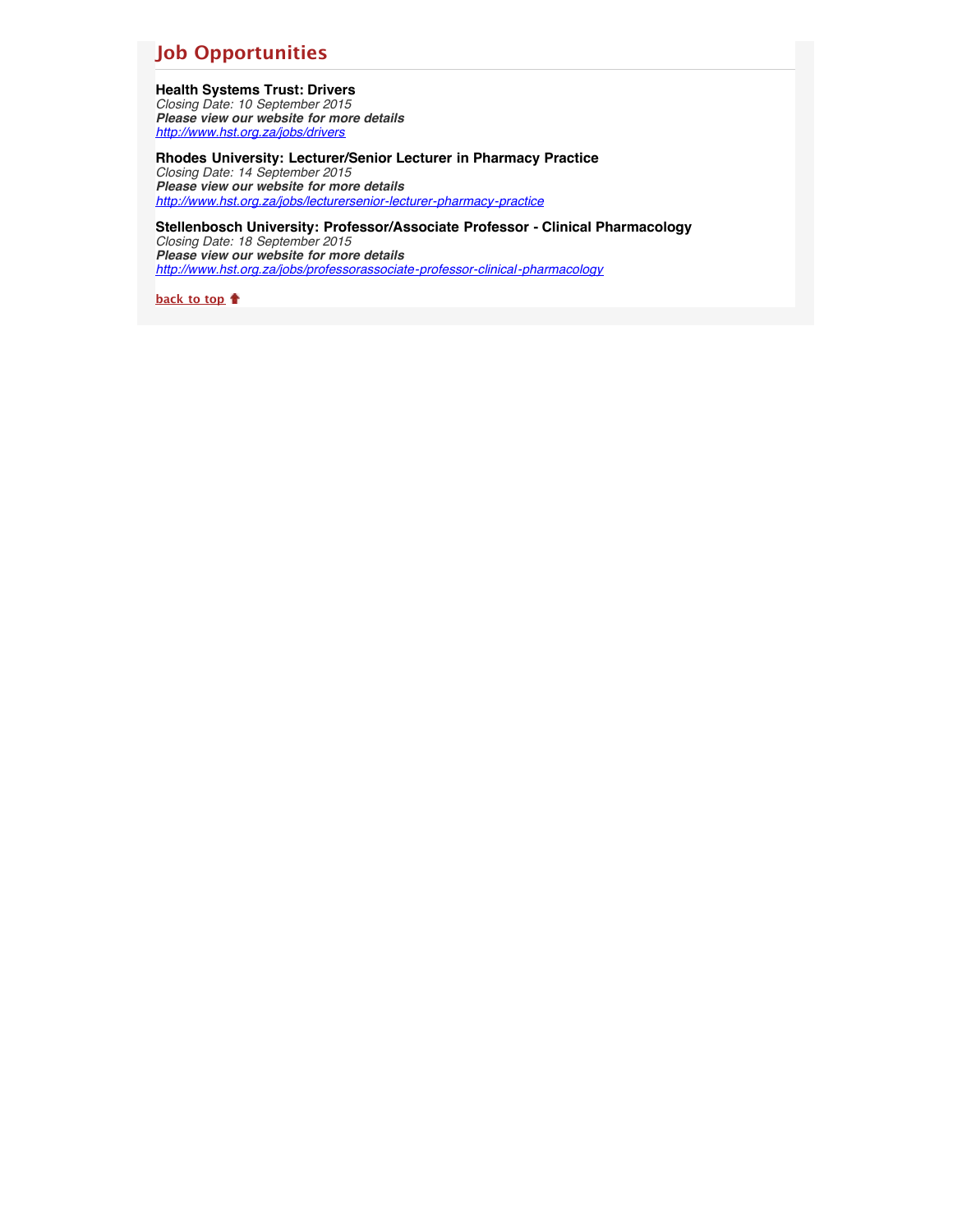## Job Opportunities

**Health Systems Trust: Drivers**
*Closing Date: 10 September 2015*
***Please view our website for more details***
*http://www.hst.org.za/jobs/drivers*

**Rhodes University: Lecturer/Senior Lecturer in Pharmacy Practice**
*Closing Date: 14 September 2015*
***Please view our website for more details***
*http://www.hst.org.za/jobs/lecturersenior-lecturer-pharmacy-practice*

**Stellenbosch University: Professor/Associate Professor - Clinical Pharmacology**
*Closing Date: 18 September 2015*
***Please view our website for more details***
*http://www.hst.org.za/jobs/professorassociate-professor-clinical-pharmacology*

back to top